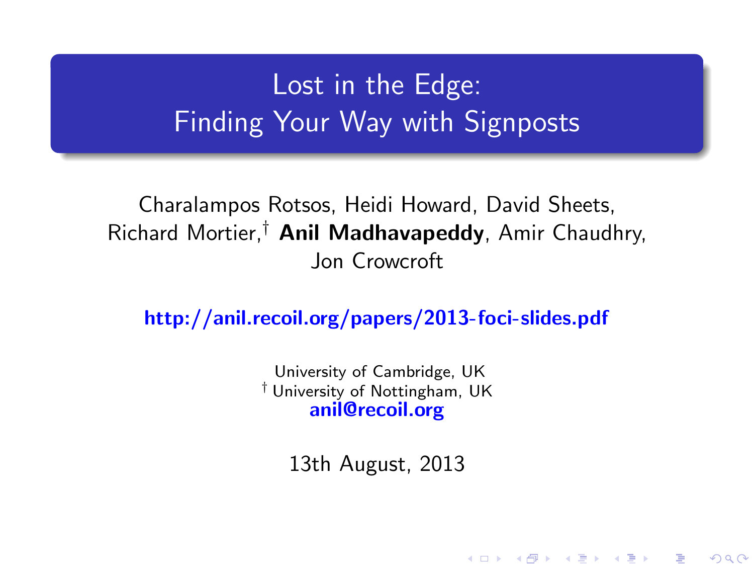# Lost in the Edge: Finding Your Way with Signposts

Charalampos Rotsos, Heidi Howard, David Sheets, Richard Mortier,[†] **Anil Madhavapeddy**, Amir Chaudhry, Jon Crowcroft

**http://anil.recoil.org/papers/2013-foci-slides.pdf**

University of Cambridge, UK
[†] University of Nottingham, UK
**anil@recoil.org**

13th August, 2013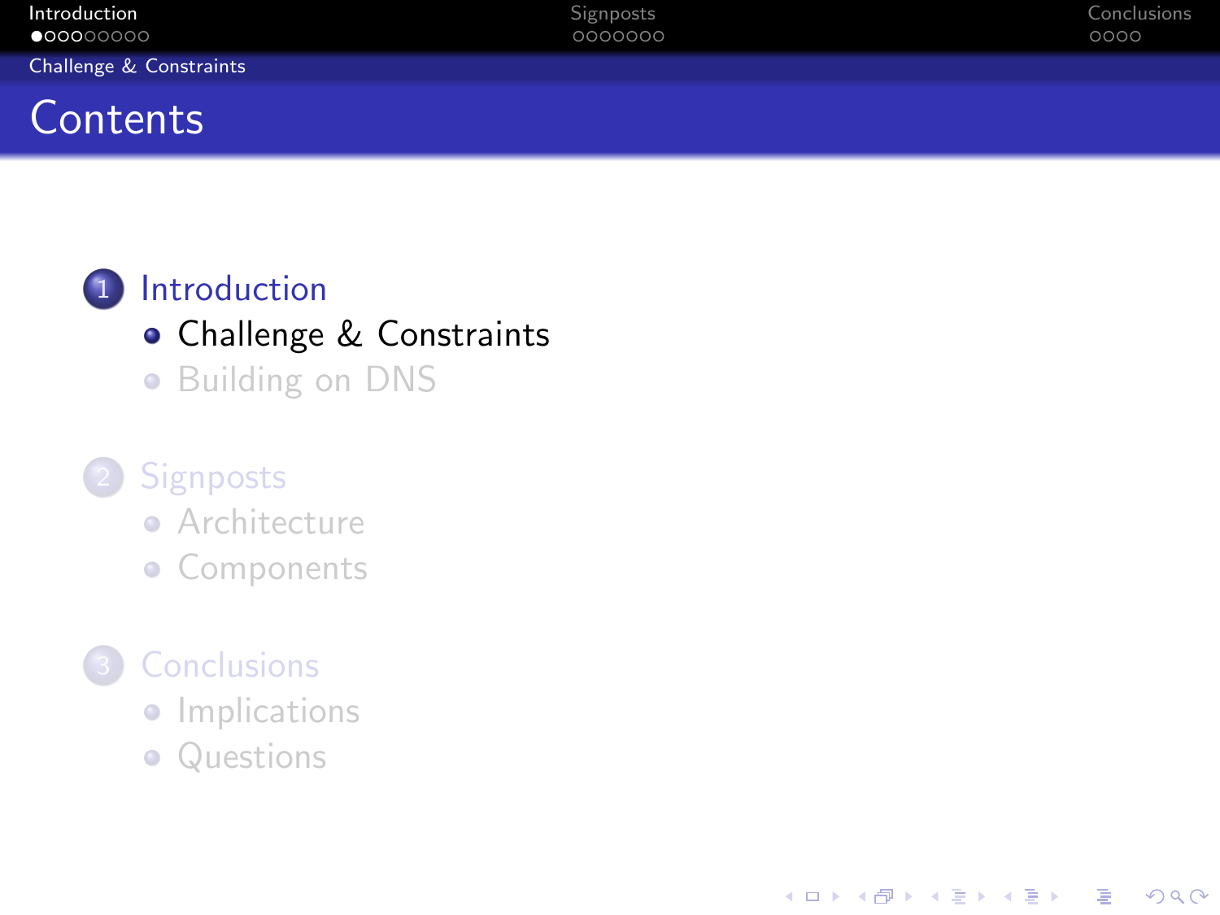# Contents

1. Introduction
   - Challenge & Constraints
   - Building on DNS
2. Signposts
   - Architecture
   - Components
3. Conclusions
   - Implications
   - Questions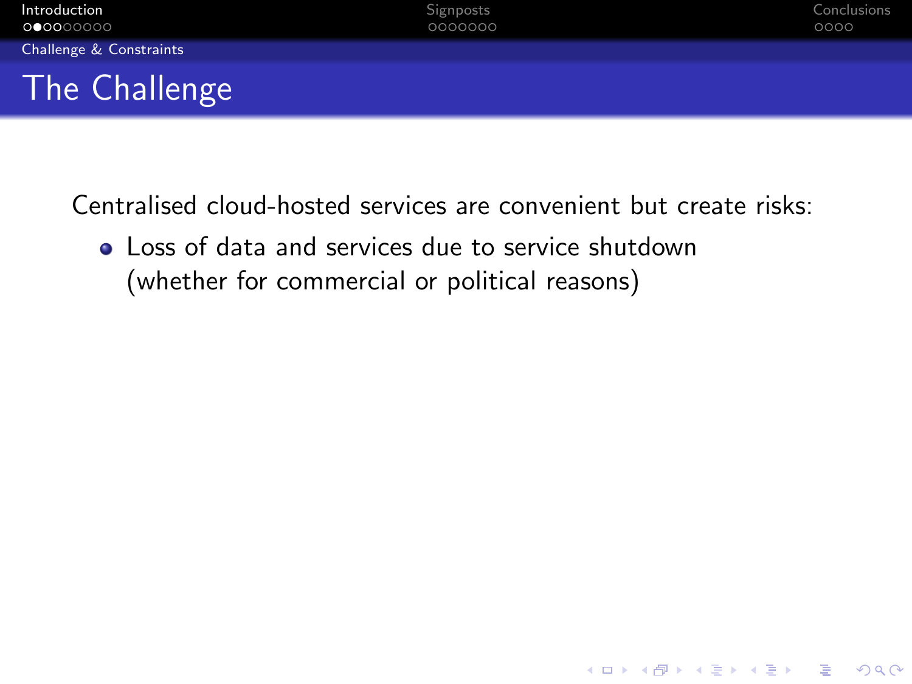# The Challenge

Centralised cloud-hosted services are convenient but create risks:

- Loss of data and services due to service shutdown (whether for commercial or political reasons)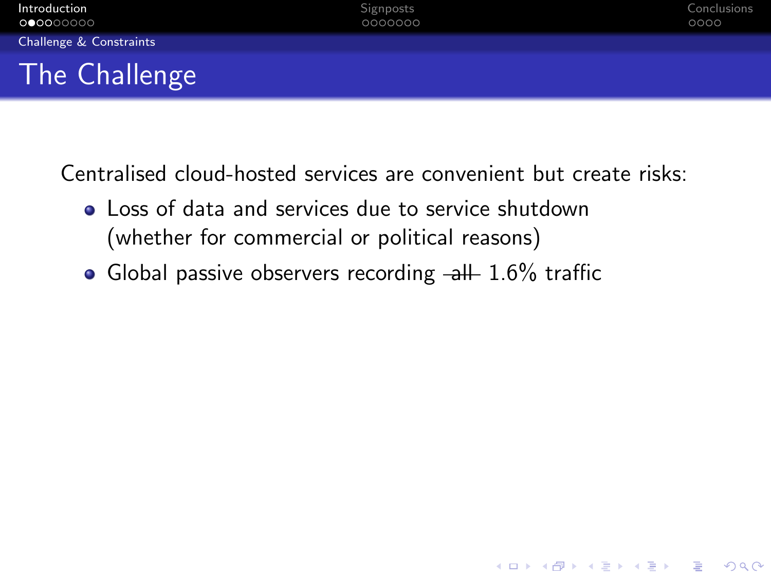# The Challenge

Centralised cloud-hosted services are convenient but create risks:

- Loss of data and services due to service shutdown (whether for commercial or political reasons)
- Global passive observers recording ~~all~~ 1.6% traffic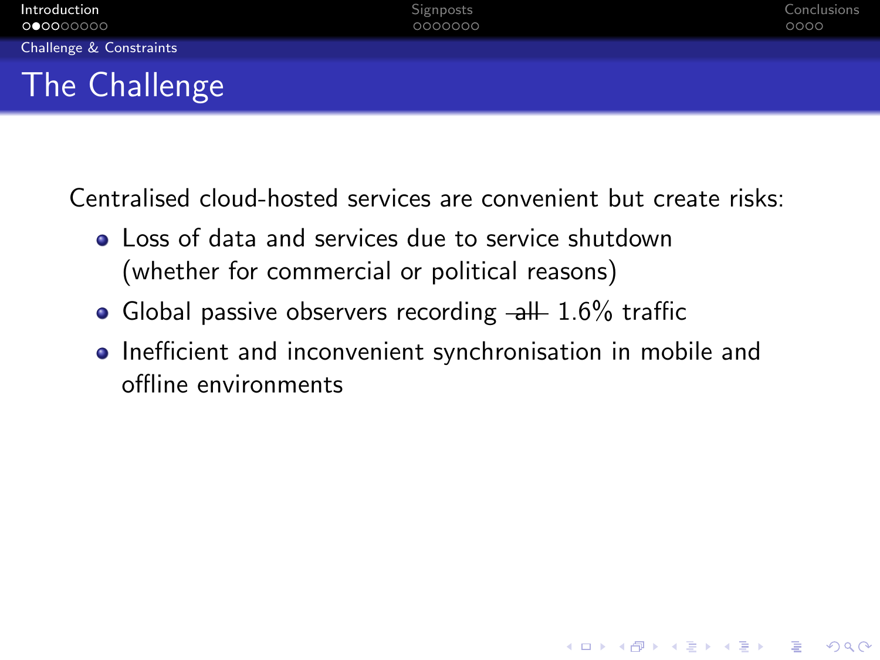# The Challenge

Centralised cloud-hosted services are convenient but create risks:

- Loss of data and services due to service shutdown (whether for commercial or political reasons)
- Global passive observers recording ~~all~~ 1.6% traffic
- Inefficient and inconvenient synchronisation in mobile and offline environments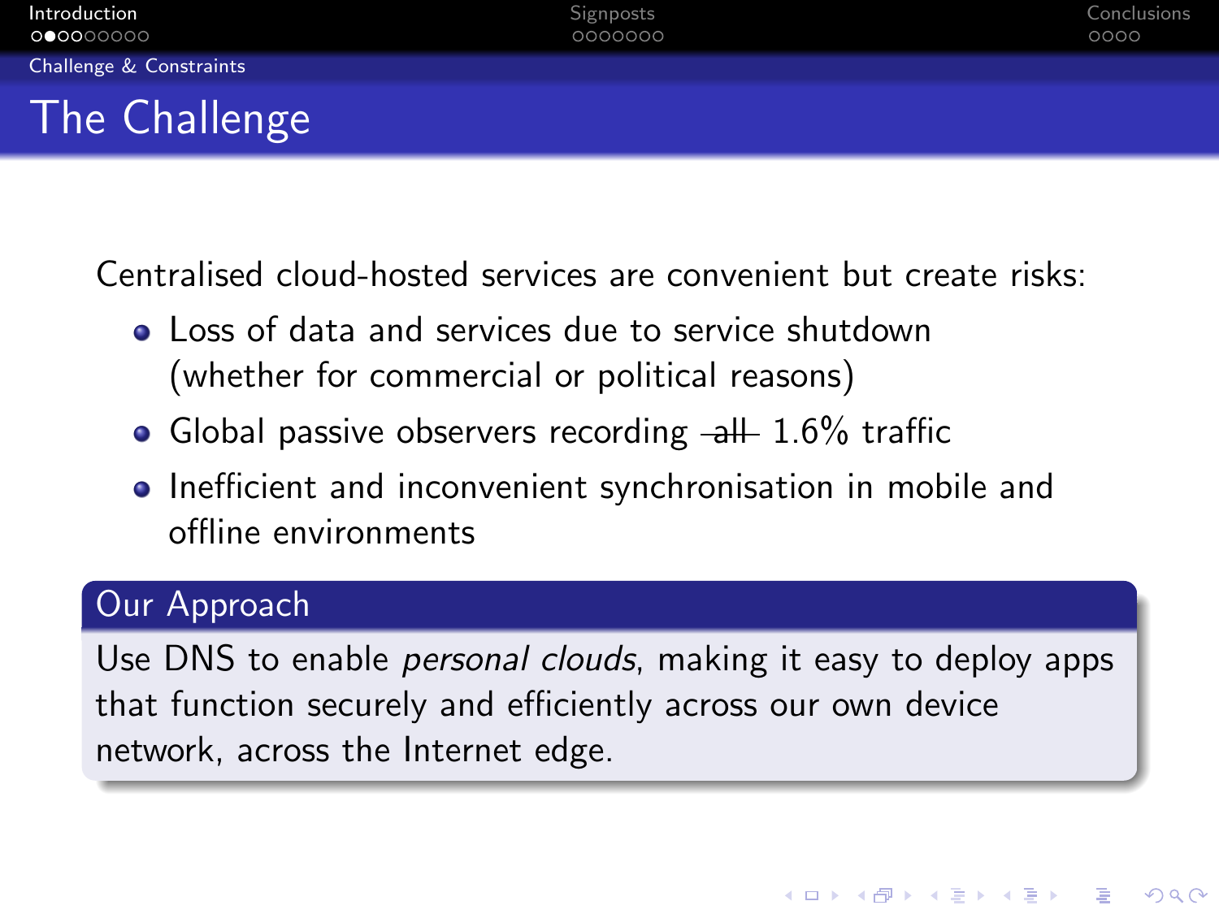# The Challenge

Centralised cloud-hosted services are convenient but create risks:

- Loss of data and services due to service shutdown (whether for commercial or political reasons)
- Global passive observers recording ~~all~~ 1.6% traffic
- Inefficient and inconvenient synchronisation in mobile and offline environments

## Our Approach

Use DNS to enable *personal clouds*, making it easy to deploy apps that function securely and efficiently across our own device network, across the Internet edge.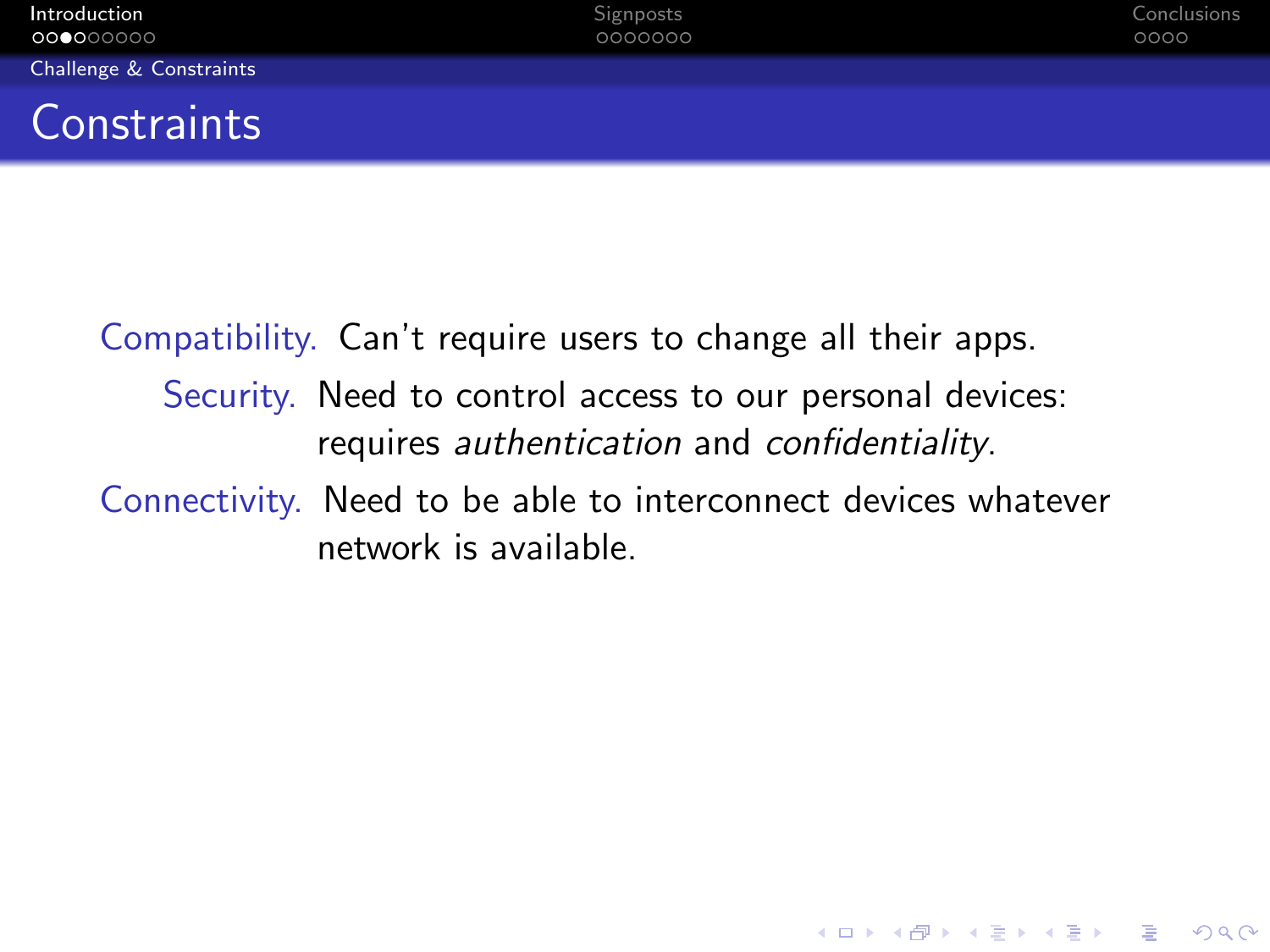# Constraints

**Compatibility.** Can't require users to change all their apps.

**Security.** Need to control access to our personal devices: requires *authentication* and *confidentiality*.

**Connectivity.** Need to be able to interconnect devices whatever network is available.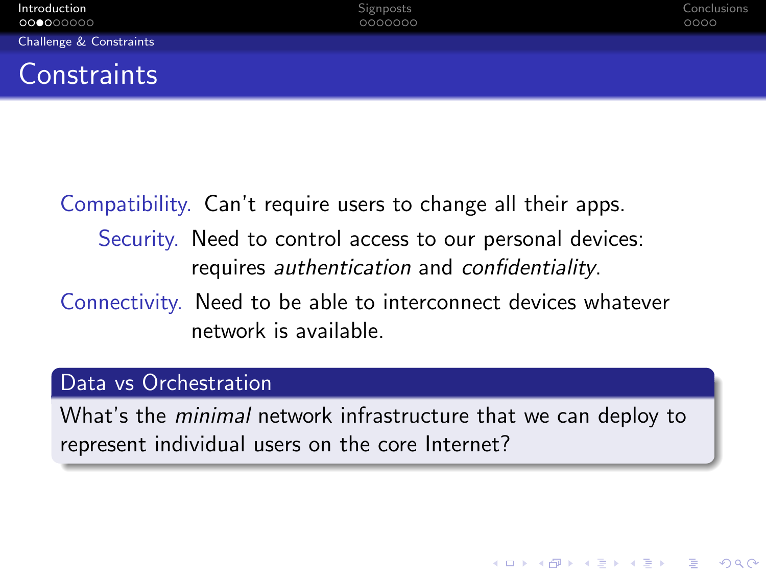# Constraints

**Compatibility.** Can't require users to change all their apps.

**Security.** Need to control access to our personal devices: requires *authentication* and *confidentiality*.

**Connectivity.** Need to be able to interconnect devices whatever network is available.

### Data vs Orchestration

What's the *minimal* network infrastructure that we can deploy to represent individual users on the core Internet?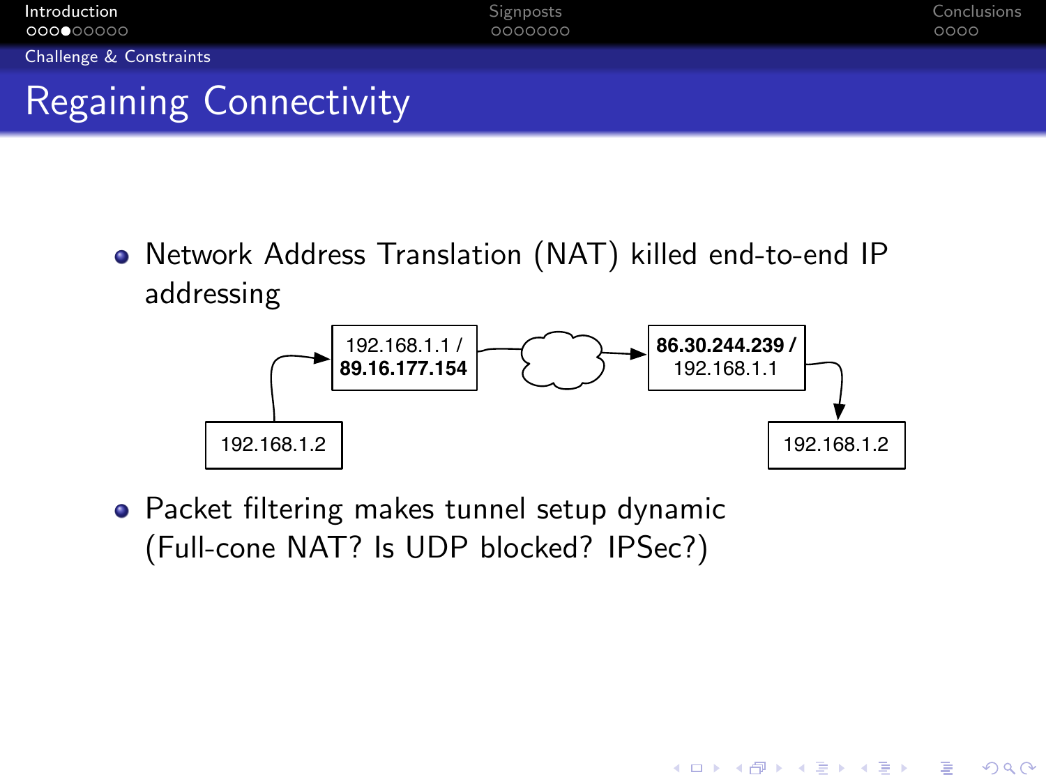# Regaining Connectivity

- Network Address Translation (NAT) killed end-to-end IP addressing

192.168.1.2 → 192.168.1.1 / **89.16.177.154** → (cloud) → **86.30.244.239 /** 192.168.1.1 → 192.168.1.2

- Packet filtering makes tunnel setup dynamic (Full-cone NAT? Is UDP blocked? IPSec?)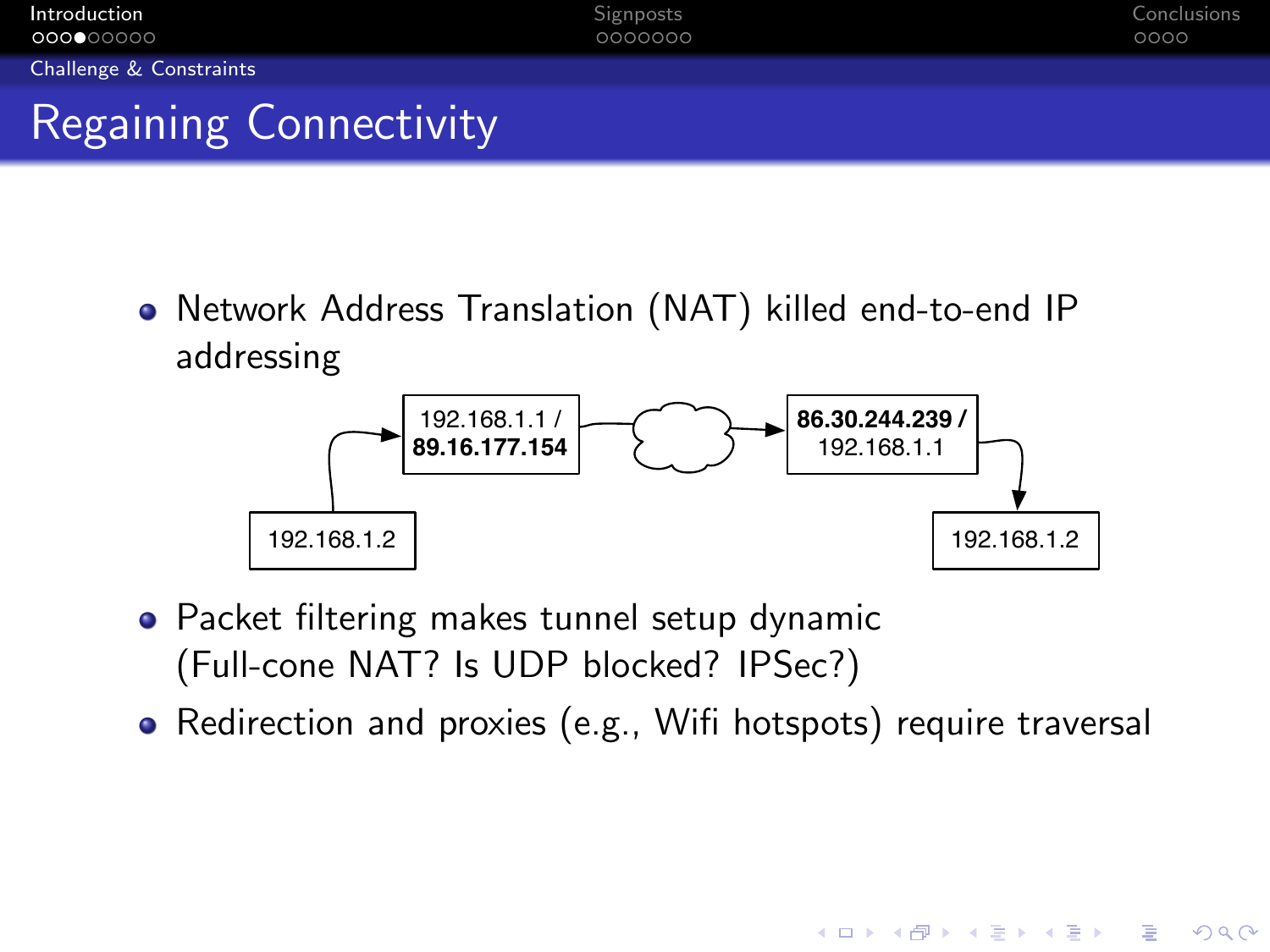# Regaining Connectivity

- Network Address Translation (NAT) killed end-to-end IP addressing

192.168.1.2 → 192.168.1.1 / **89.16.177.154** → (cloud) → **86.30.244.239 /** 192.168.1.1 → 192.168.1.2

- Packet filtering makes tunnel setup dynamic (Full-cone NAT? Is UDP blocked? IPSec?)
- Redirection and proxies (e.g., Wifi hotspots) require traversal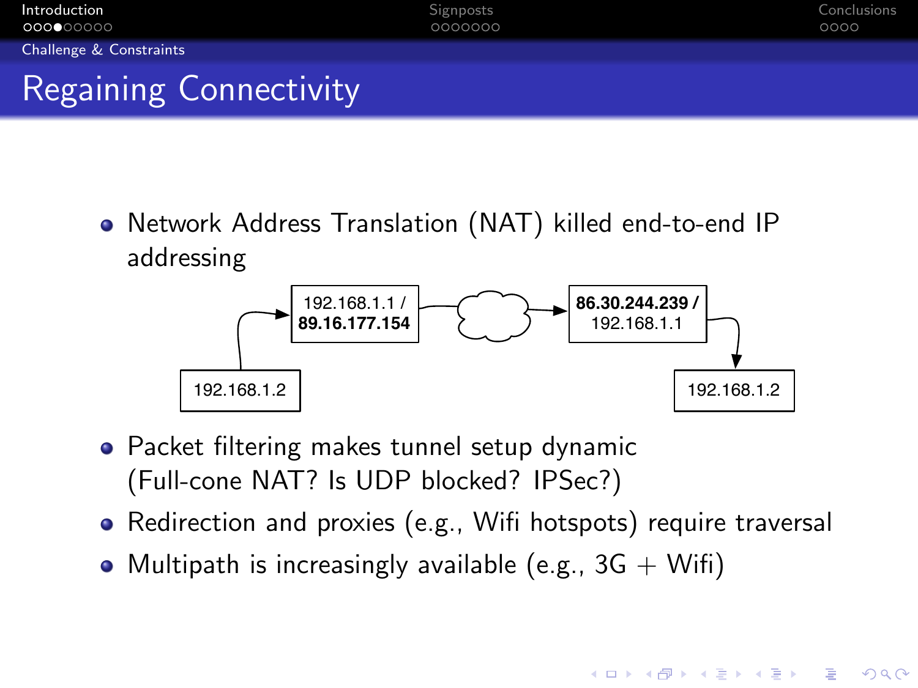## Regaining Connectivity

- Network Address Translation (NAT) killed end-to-end IP addressing

192.168.1.2 → 192.168.1.1 / **89.16.177.154** → (cloud) → **86.30.244.239 /** 192.168.1.1 → 192.168.1.2

- Packet filtering makes tunnel setup dynamic (Full-cone NAT? Is UDP blocked? IPSec?)
- Redirection and proxies (e.g., Wifi hotspots) require traversal
- Multipath is increasingly available (e.g., 3G + Wifi)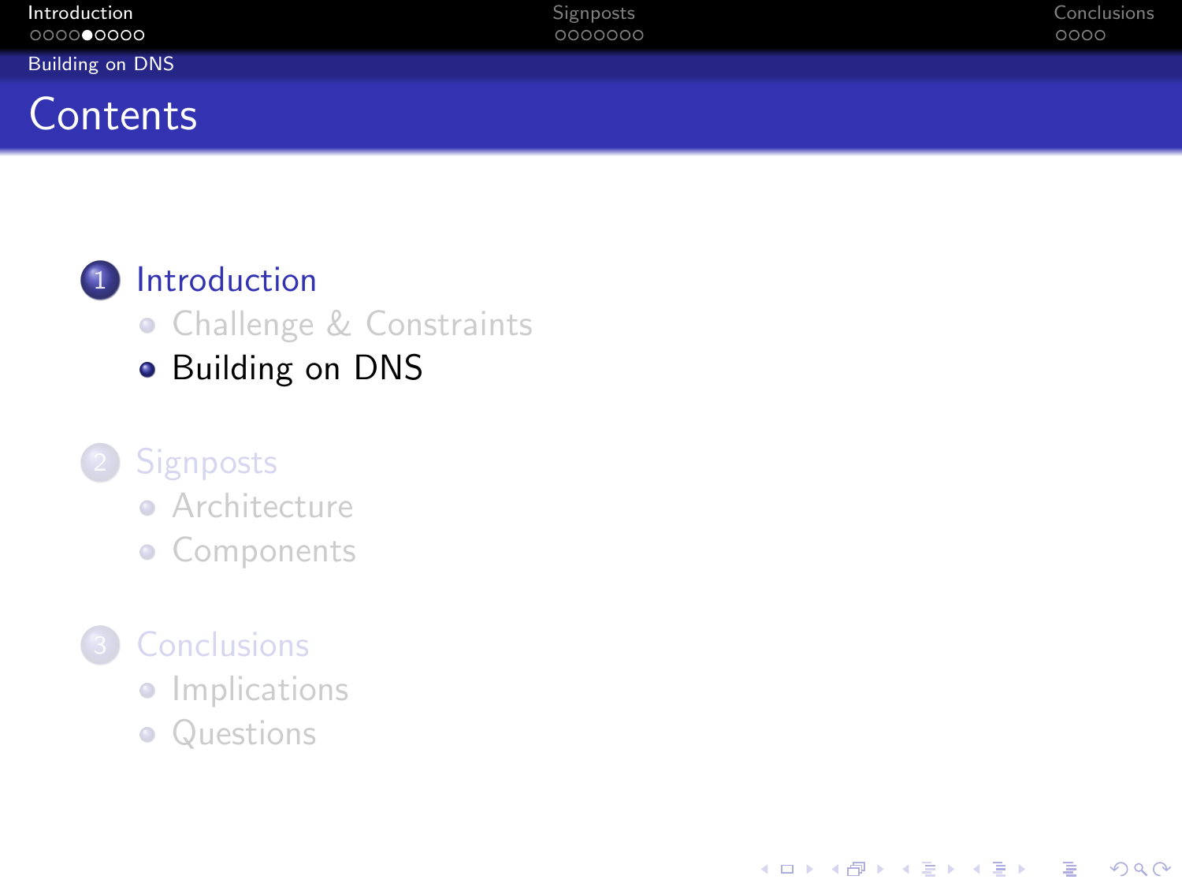# Contents

1. Introduction
   - Challenge & Constraints
   - Building on DNS
2. Signposts
   - Architecture
   - Components
3. Conclusions
   - Implications
   - Questions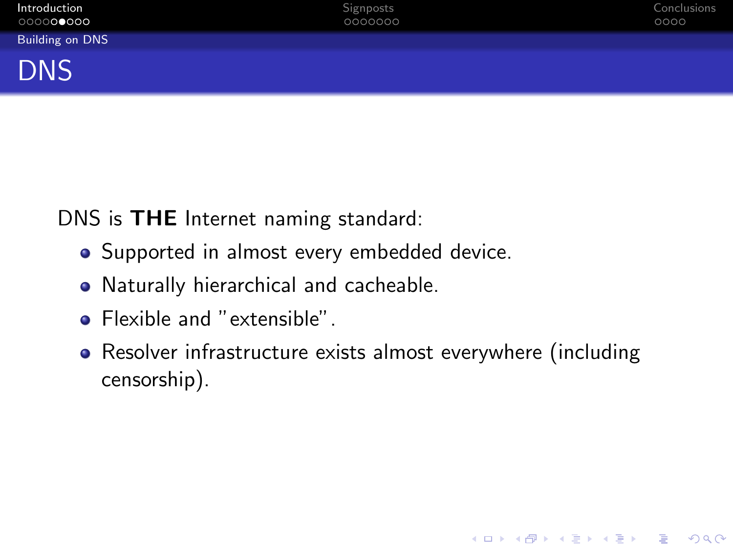# DNS

DNS is **THE** Internet naming standard:

- Supported in almost every embedded device.
- Naturally hierarchical and cacheable.
- Flexible and "extensible".
- Resolver infrastructure exists almost everywhere (including censorship).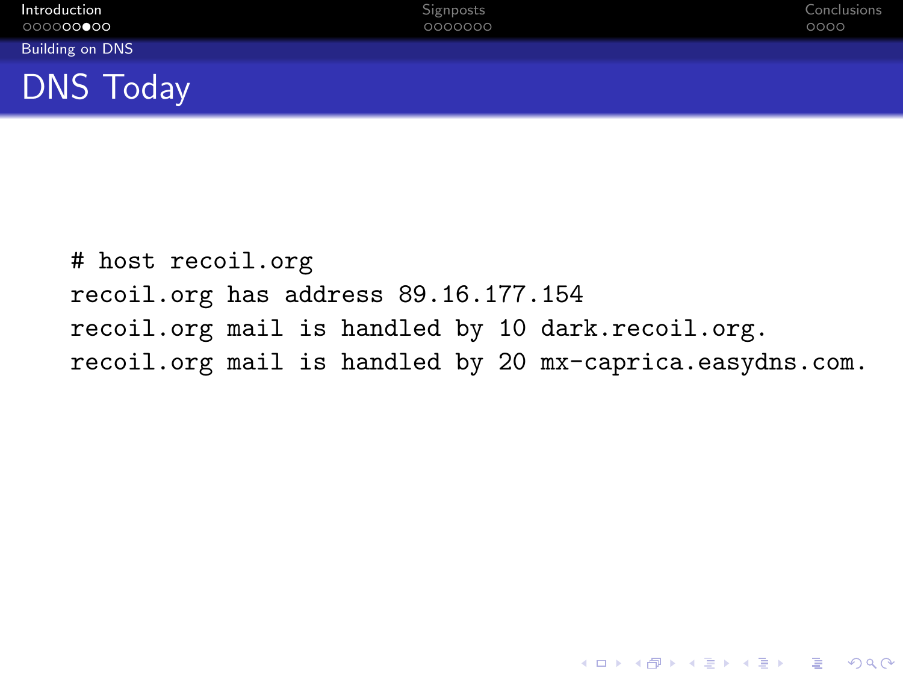# DNS Today

```
# host recoil.org
recoil.org has address 89.16.177.154
recoil.org mail is handled by 10 dark.recoil.org.
recoil.org mail is handled by 20 mx-caprica.easydns.com.
```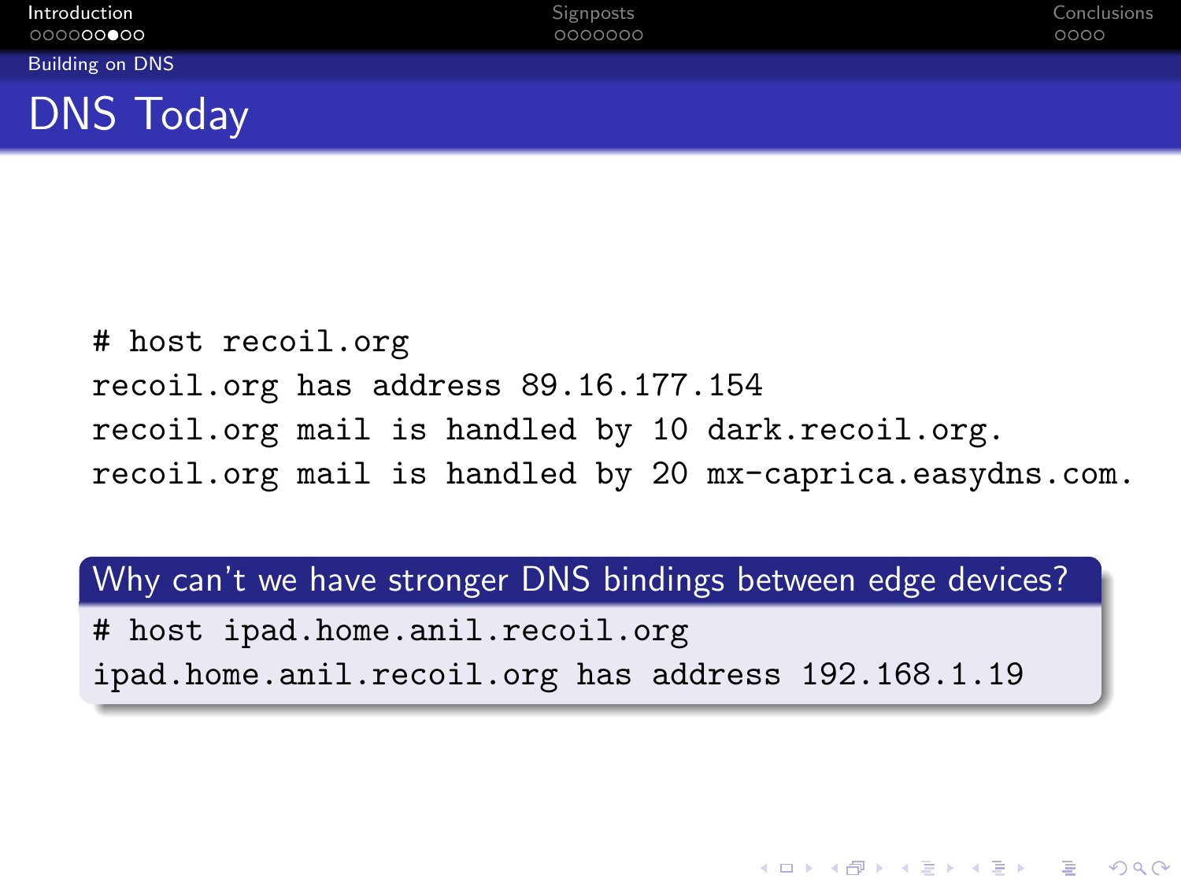## DNS Today

```
# host recoil.org
recoil.org has address 89.16.177.154
recoil.org mail is handled by 10 dark.recoil.org.
recoil.org mail is handled by 20 mx-caprica.easydns.com.
```

**Why can't we have stronger DNS bindings between edge devices?**

```
# host ipad.home.anil.recoil.org
ipad.home.anil.recoil.org has address 192.168.1.19
```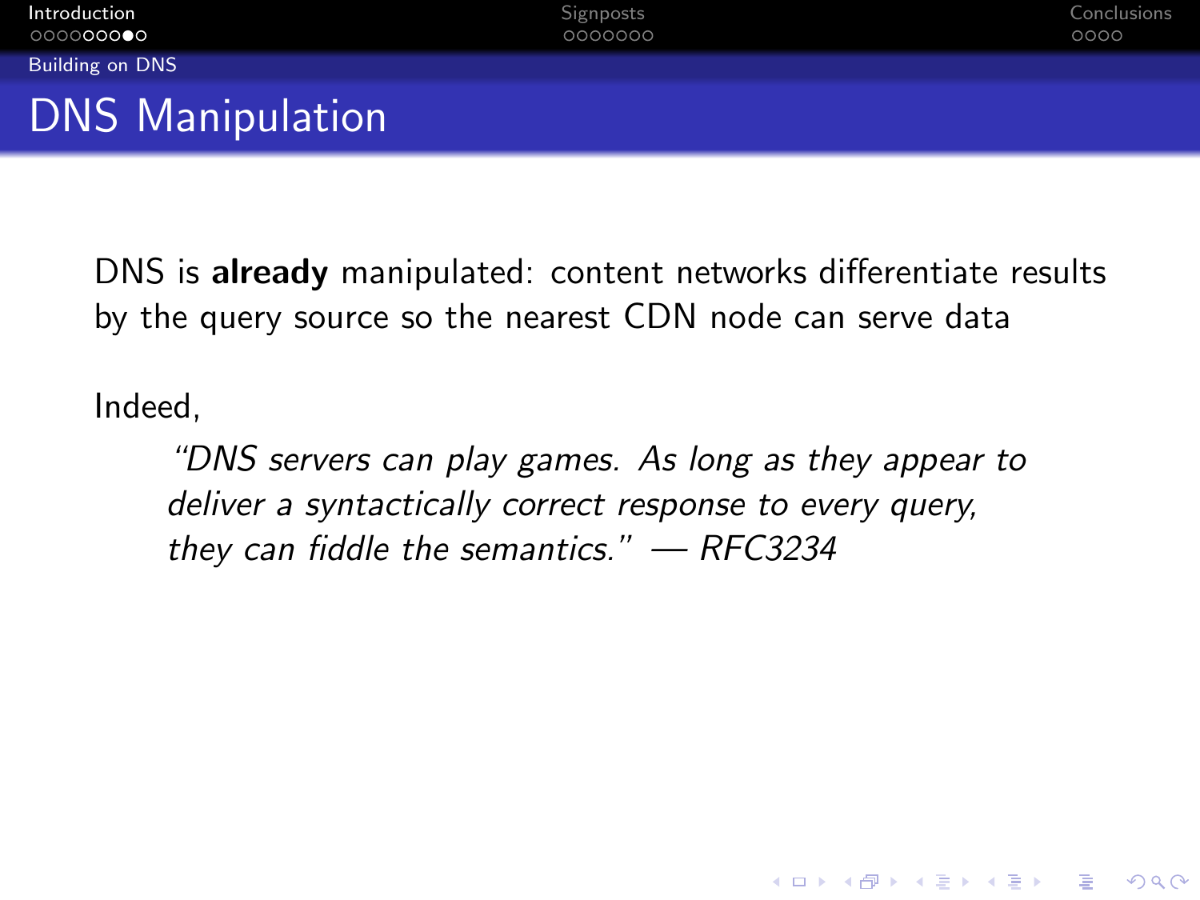# DNS Manipulation

DNS is **already** manipulated: content networks differentiate results by the query source so the nearest CDN node can serve data

Indeed,

> *"DNS servers can play games. As long as they appear to deliver a syntactically correct response to every query, they can fiddle the semantics." — RFC3234*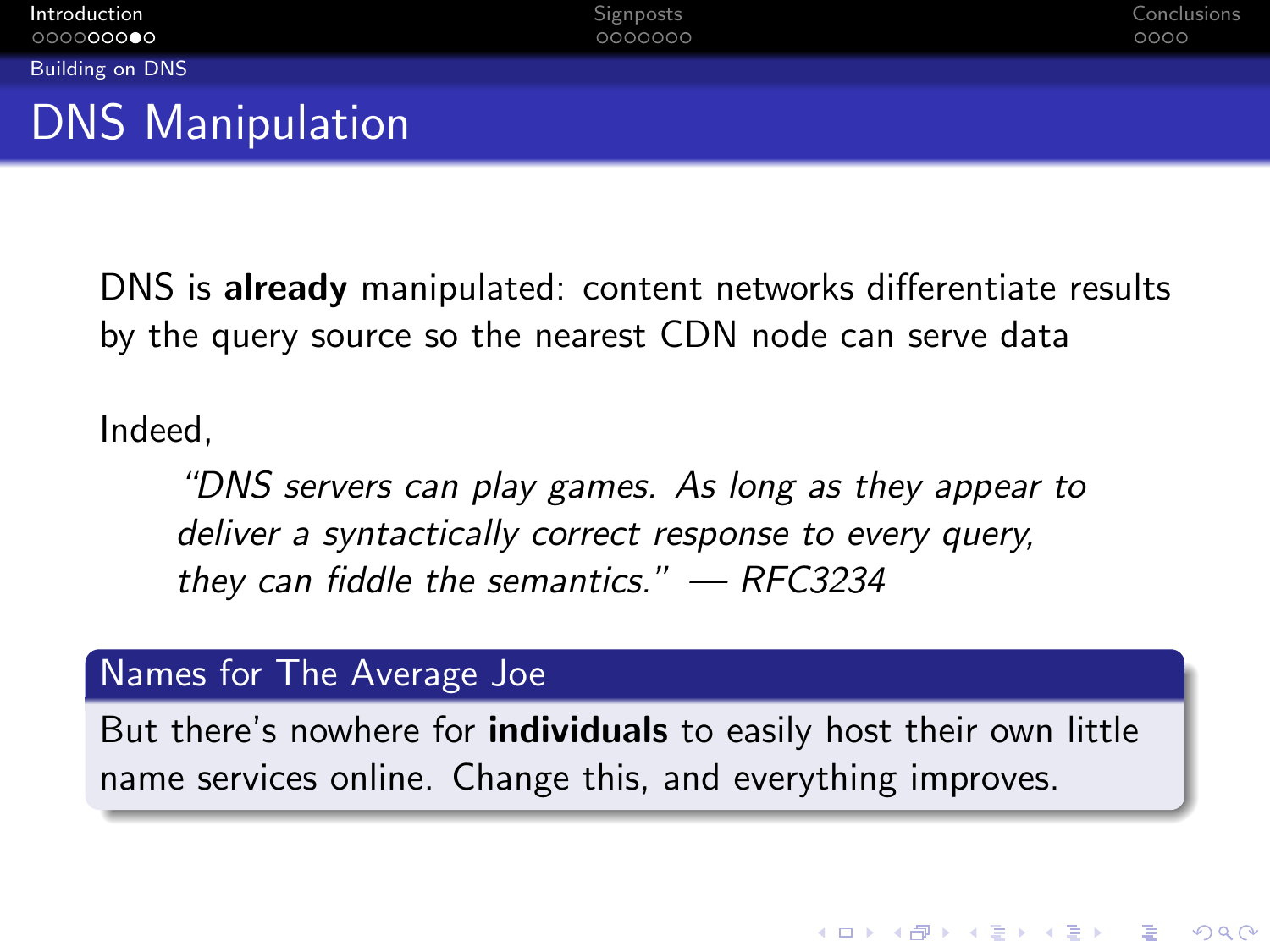# DNS Manipulation

DNS is **already** manipulated: content networks differentiate results by the query source so the nearest CDN node can serve data

Indeed,

> *"DNS servers can play games. As long as they appear to deliver a syntactically correct response to every query, they can fiddle the semantics." — RFC3234*

### Names for The Average Joe

But there's nowhere for **individuals** to easily host their own little name services online. Change this, and everything improves.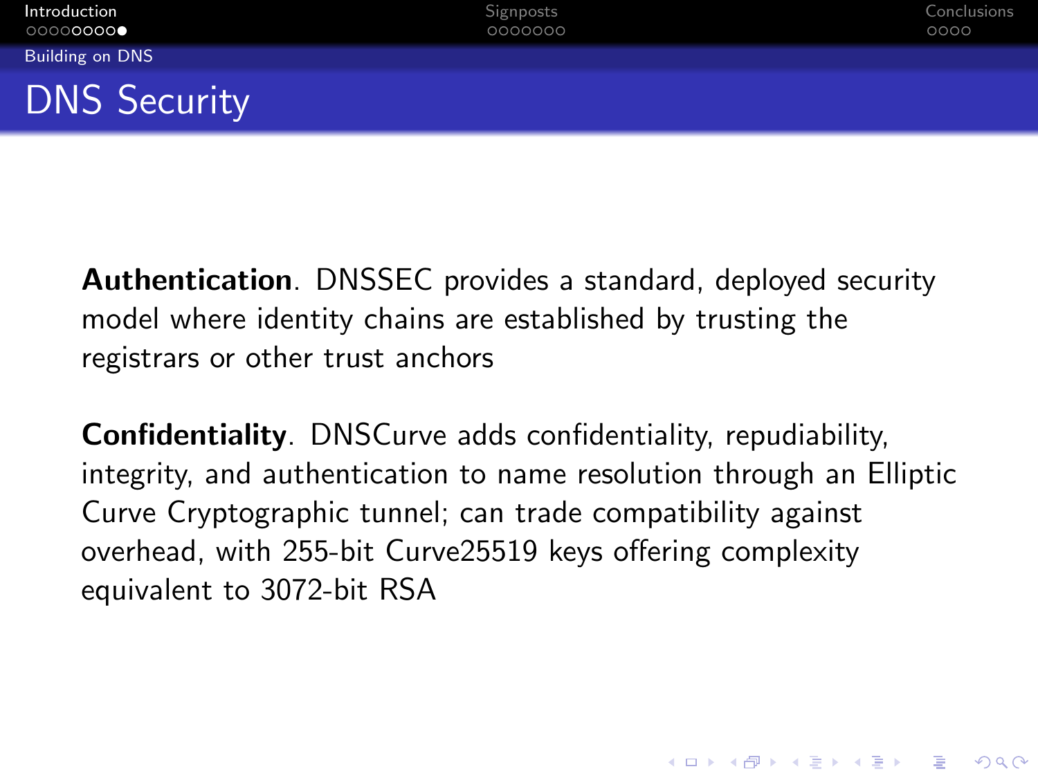# DNS Security

**Authentication**. DNSSEC provides a standard, deployed security model where identity chains are established by trusting the registrars or other trust anchors

**Confidentiality**. DNSCurve adds confidentiality, repudiability, integrity, and authentication to name resolution through an Elliptic Curve Cryptographic tunnel; can trade compatibility against overhead, with 255-bit Curve25519 keys offering complexity equivalent to 3072-bit RSA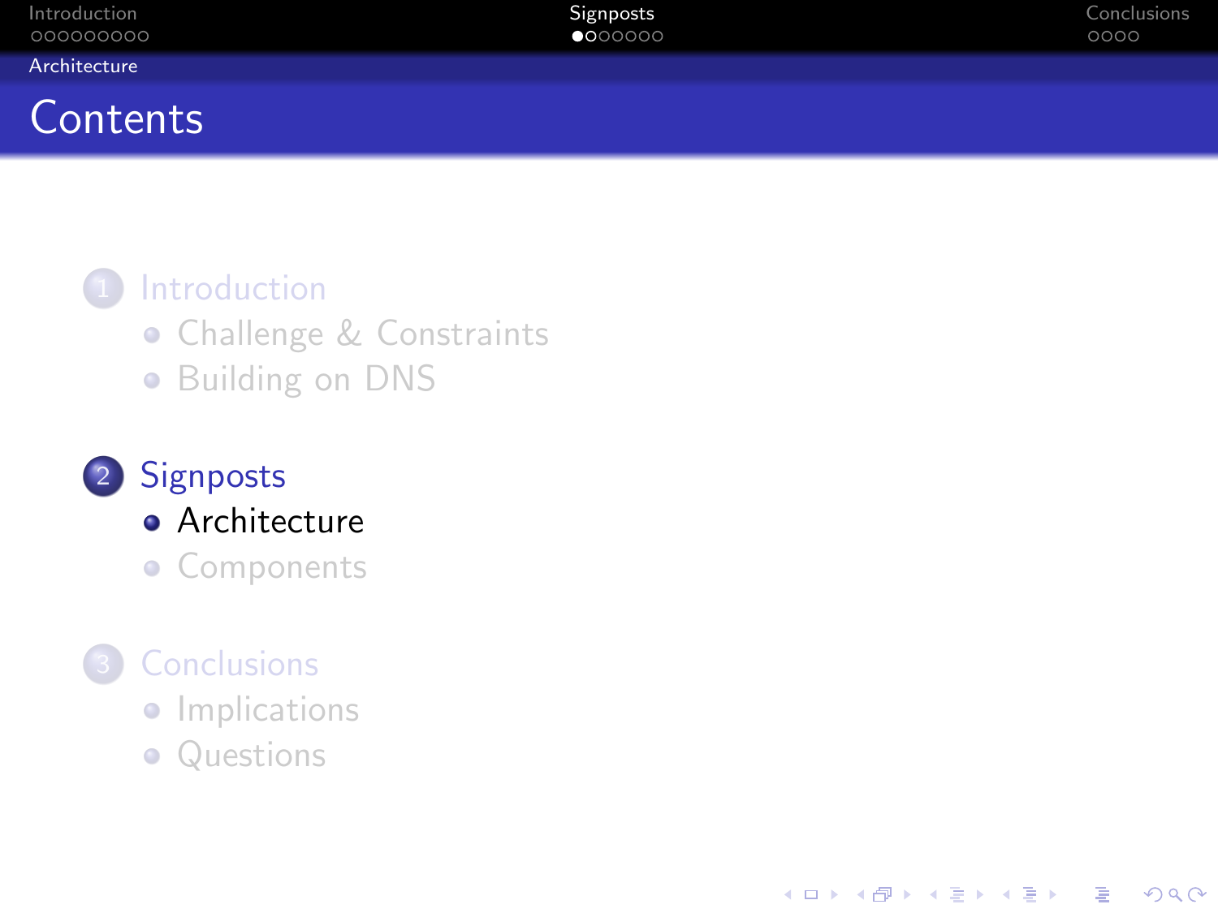# Contents

1. Introduction
   - Challenge & Constraints
   - Building on DNS
2. Signposts
   - Architecture
   - Components
3. Conclusions
   - Implications
   - Questions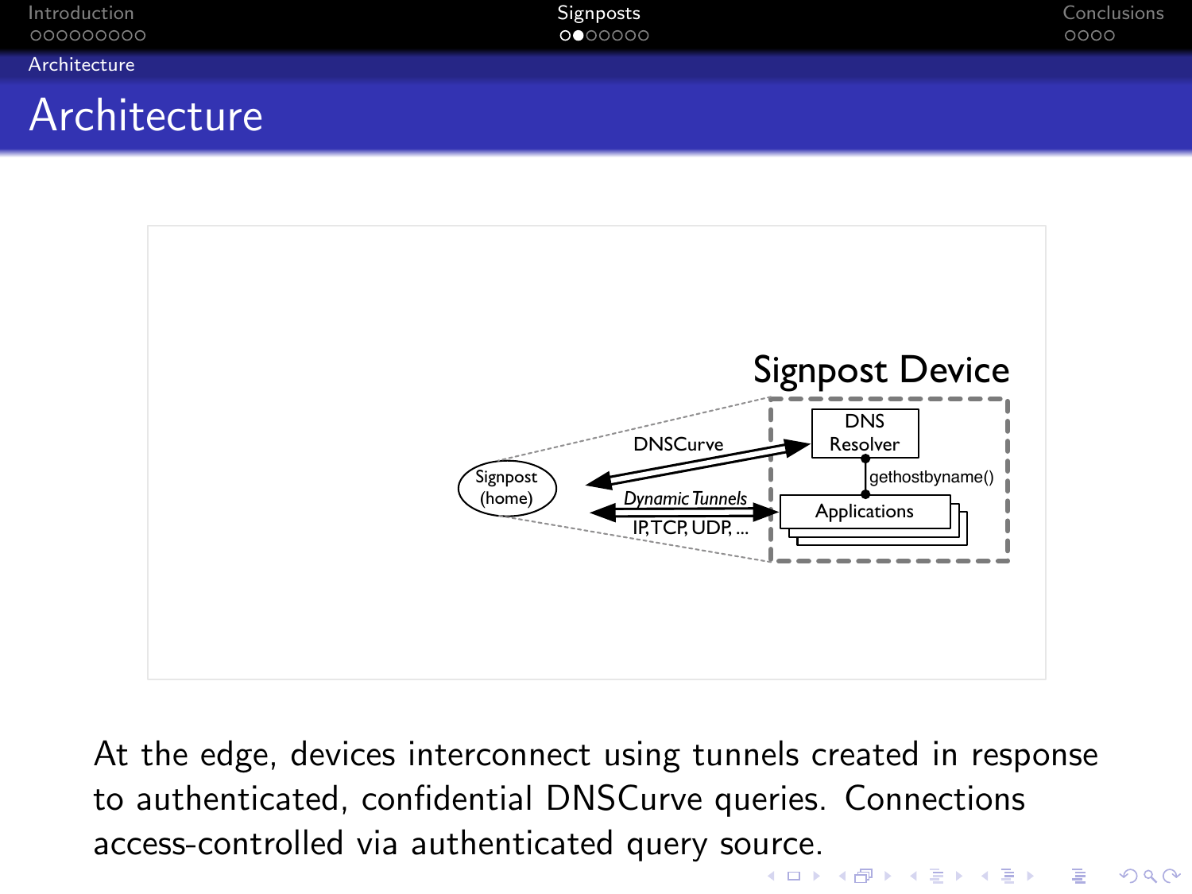# Architecture

Signpost Device

DNS Resolver

gethostbyname()

Applications

DNSCurve

Signpost (home)

*Dynamic Tunnels*

IP, TCP, UDP, ...

At the edge, devices interconnect using tunnels created in response to authenticated, confidential DNSCurve queries. Connections access-controlled via authenticated query source.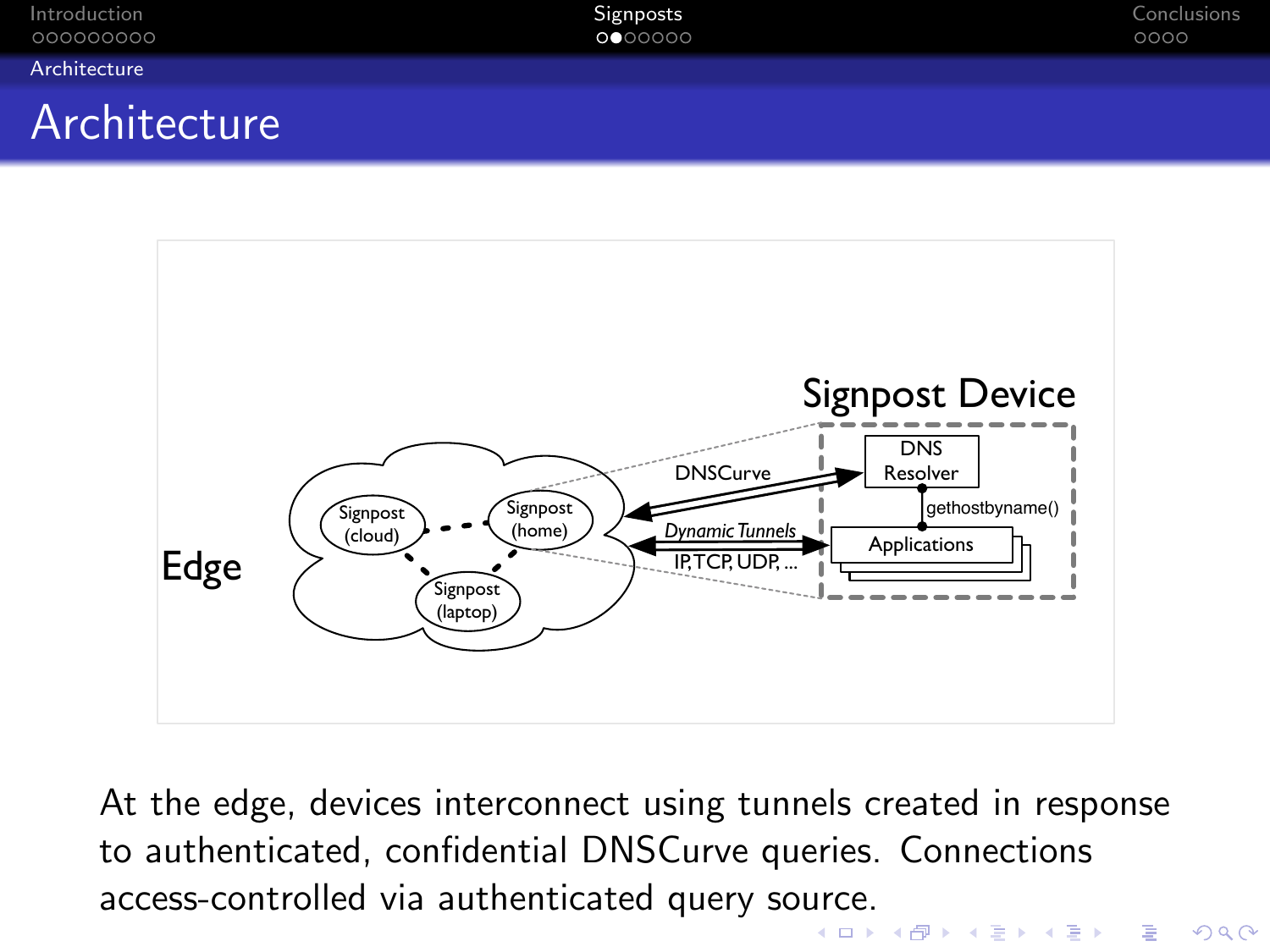# Architecture

Edge

Signpost (cloud)

Signpost (home)

Signpost (laptop)

DNSCurve

*Dynamic Tunnels*

IP, TCP, UDP, ...

Signpost Device

DNS Resolver

gethostbyname()

Applications

At the edge, devices interconnect using tunnels created in response to authenticated, confidential DNSCurve queries. Connections access-controlled via authenticated query source.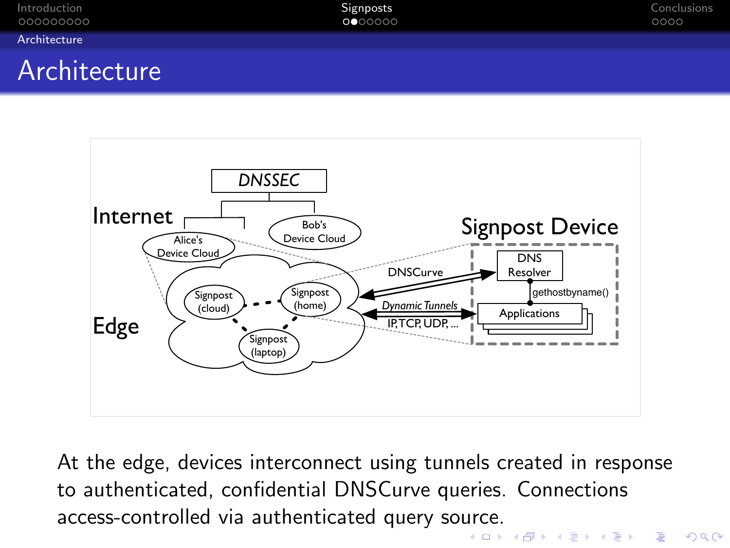# Architecture

DNSSEC

Internet

Alice's Device Cloud

Bob's Device Cloud

Signpost Device

DNS Resolver

gethostbyname()

Applications

DNSCurve

Dynamic Tunnels

IP, TCP, UDP, ...

Edge

Signpost (cloud)

Signpost (home)

Signpost (laptop)

At the edge, devices interconnect using tunnels created in response to authenticated, confidential DNSCurve queries. Connections access-controlled via authenticated query source.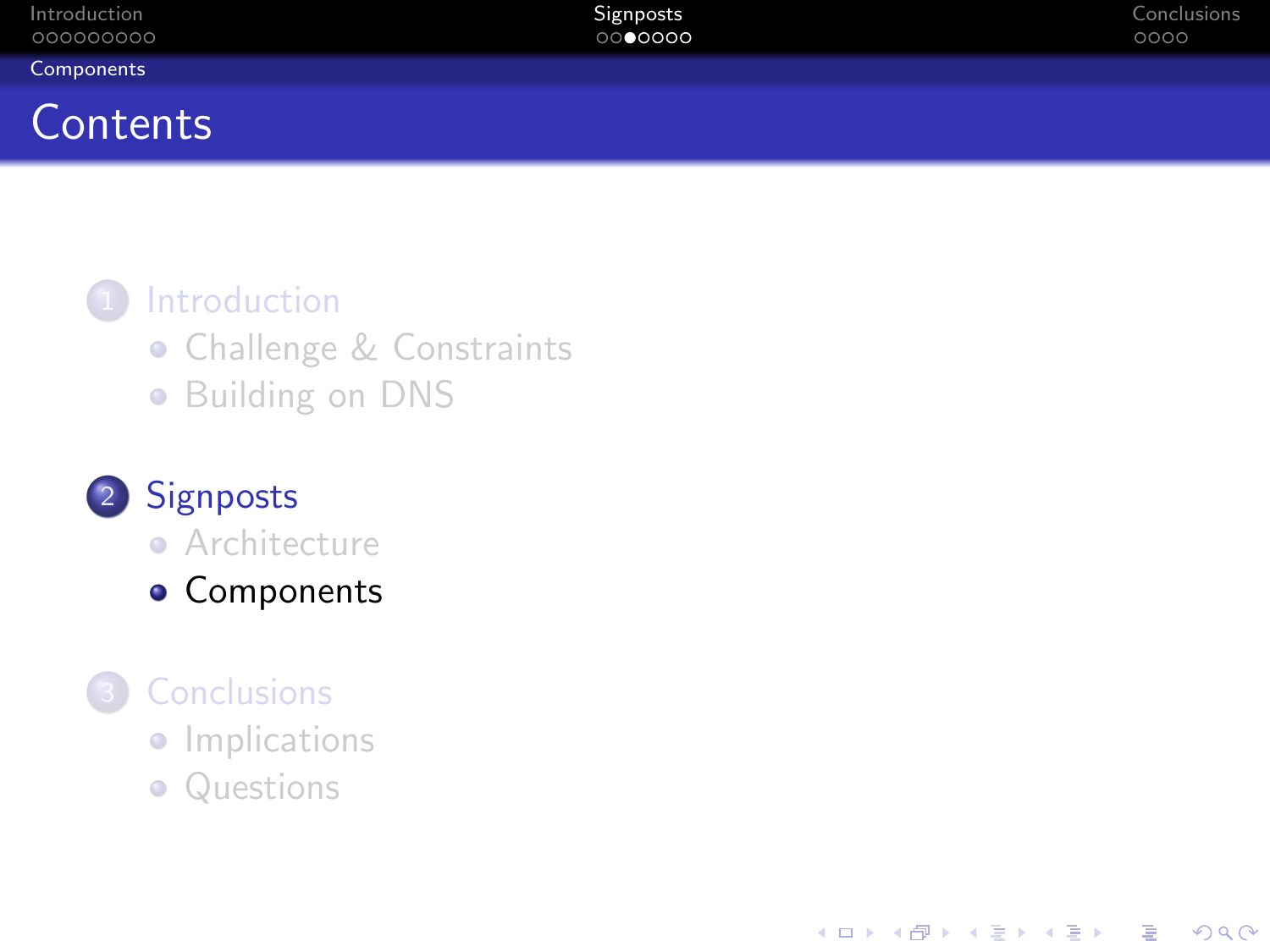# Contents

1. Introduction
   - Challenge & Constraints
   - Building on DNS
2. Signposts
   - Architecture
   - Components
3. Conclusions
   - Implications
   - Questions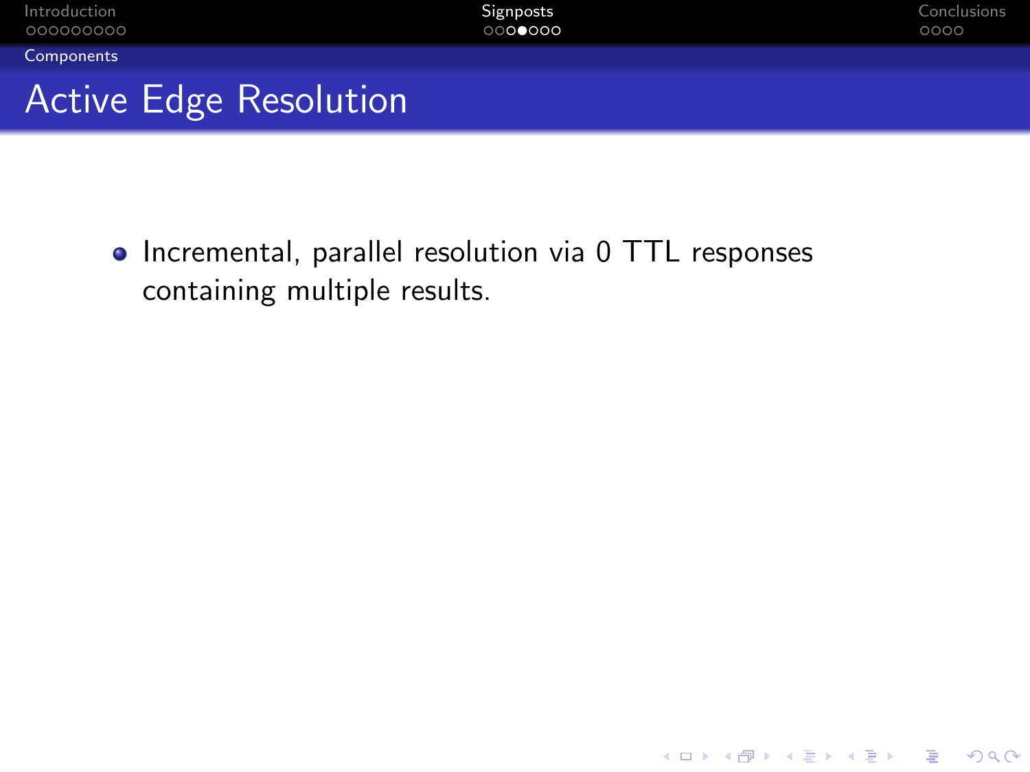## Active Edge Resolution

- Incremental, parallel resolution via 0 TTL responses containing multiple results.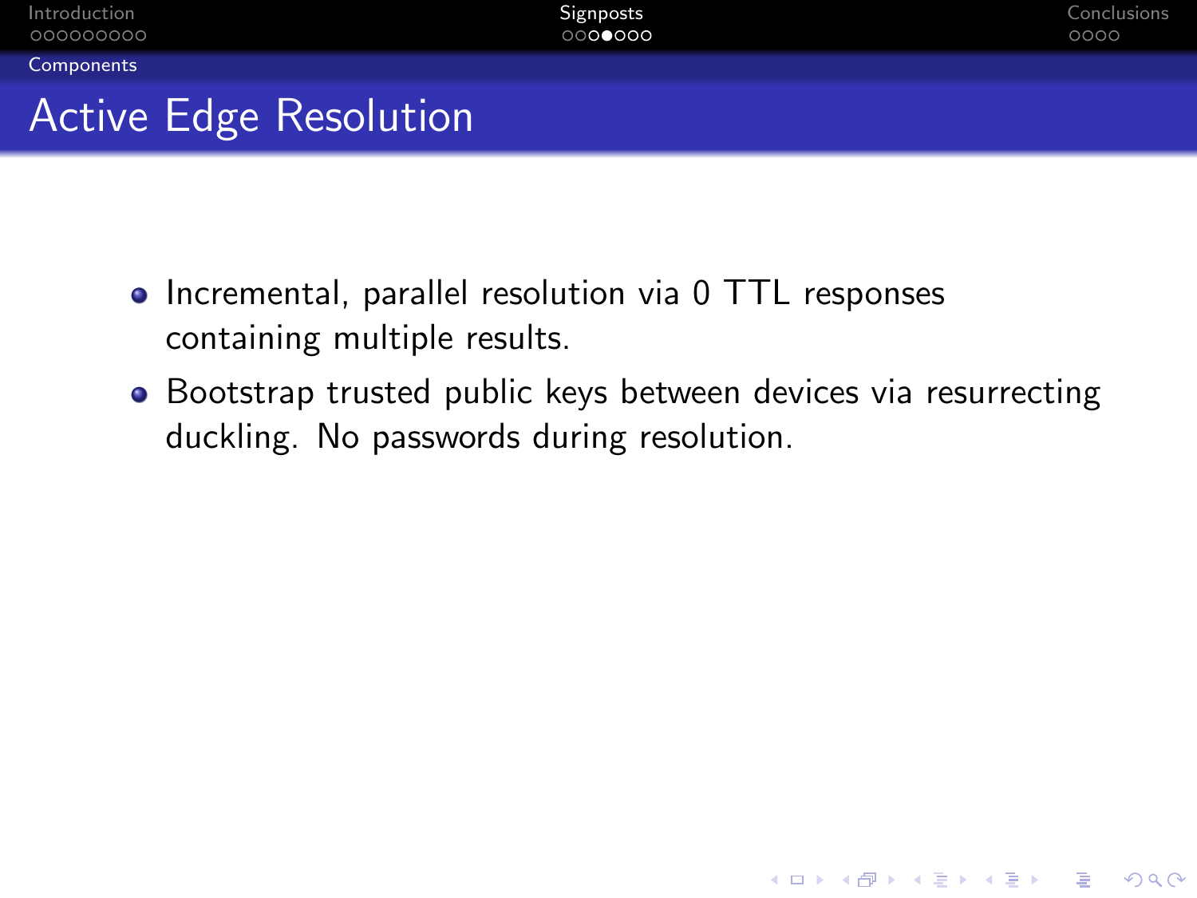# Active Edge Resolution

- Incremental, parallel resolution via 0 TTL responses containing multiple results.
- Bootstrap trusted public keys between devices via resurrecting duckling. No passwords during resolution.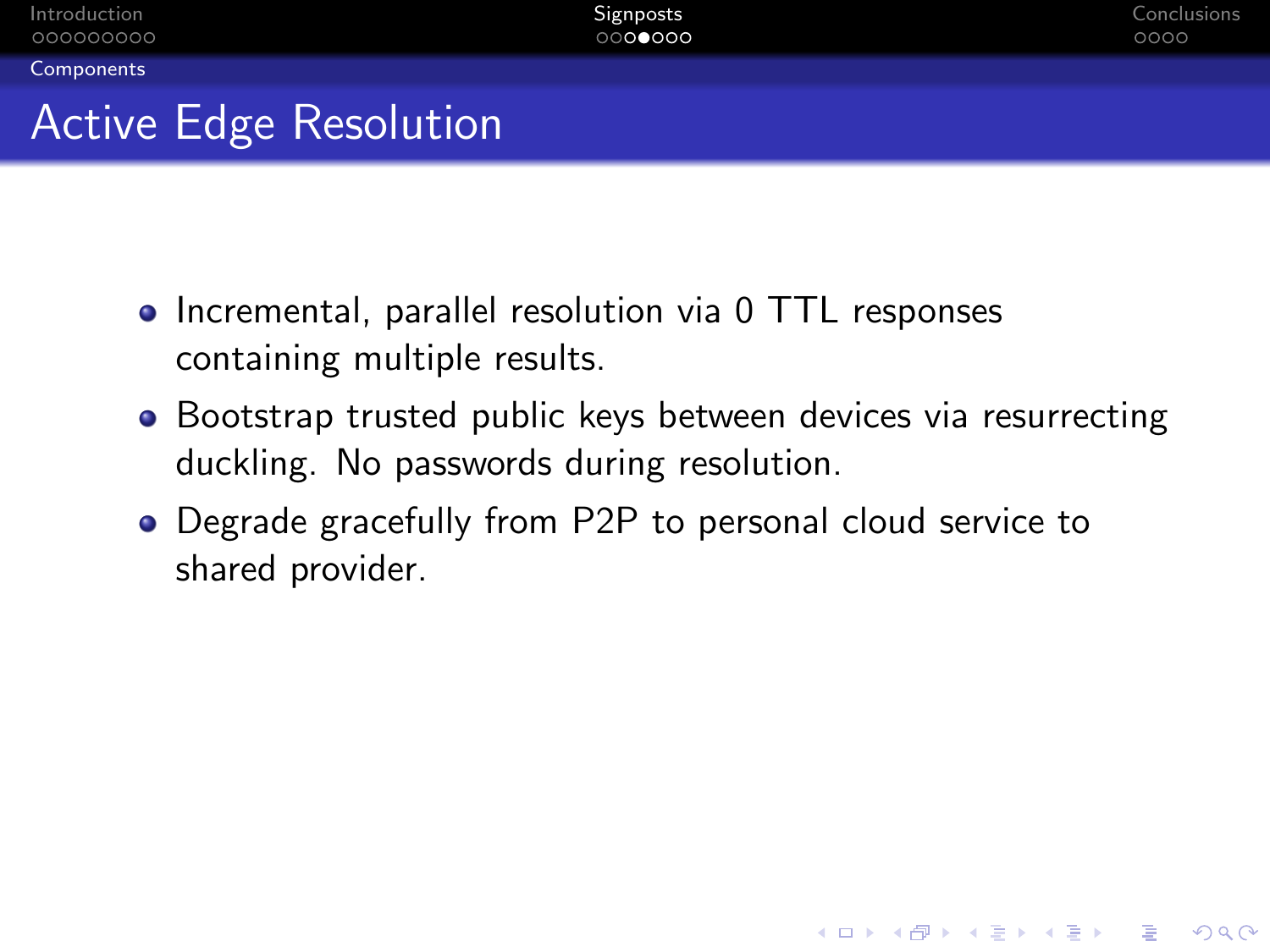# Active Edge Resolution

- Incremental, parallel resolution via 0 TTL responses containing multiple results.
- Bootstrap trusted public keys between devices via resurrecting duckling. No passwords during resolution.
- Degrade gracefully from P2P to personal cloud service to shared provider.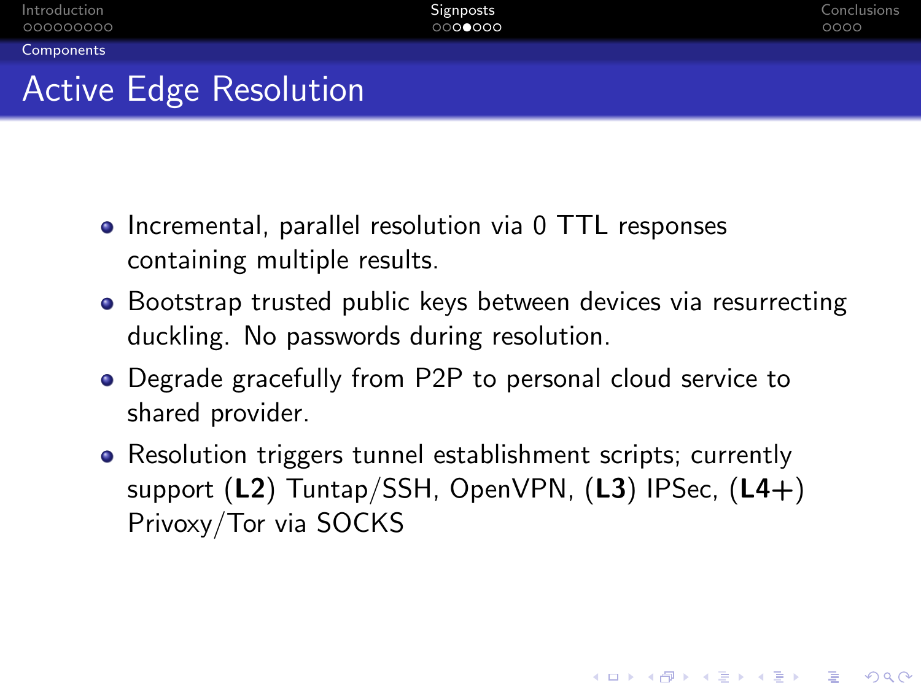# Active Edge Resolution

- Incremental, parallel resolution via 0 TTL responses containing multiple results.
- Bootstrap trusted public keys between devices via resurrecting duckling. No passwords during resolution.
- Degrade gracefully from P2P to personal cloud service to shared provider.
- Resolution triggers tunnel establishment scripts; currently support (**L2**) Tuntap/SSH, OpenVPN, (**L3**) IPSec, (**L4+**) Privoxy/Tor via SOCKS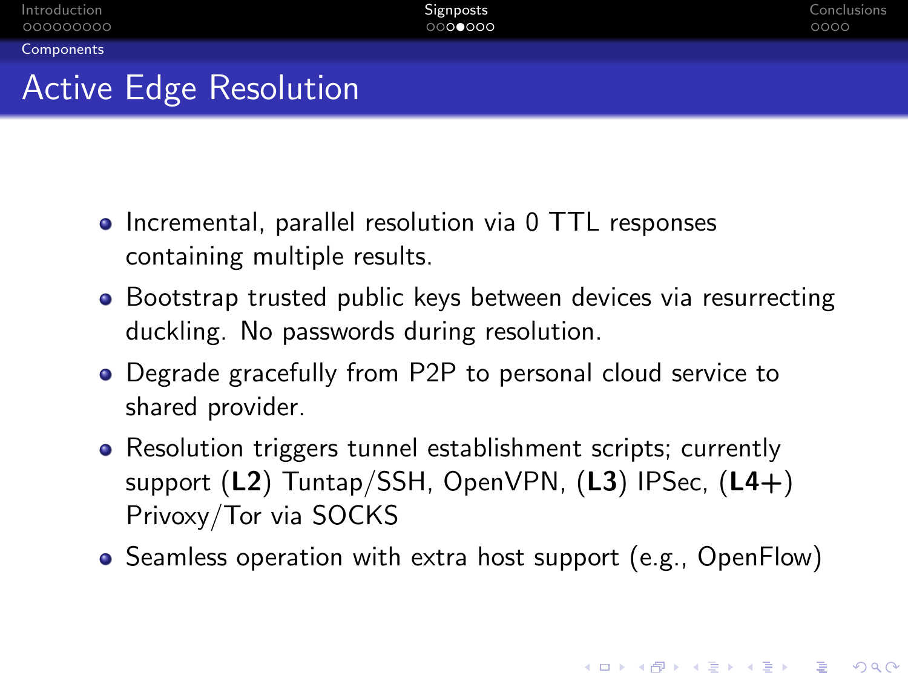# Active Edge Resolution

- Incremental, parallel resolution via 0 TTL responses containing multiple results.
- Bootstrap trusted public keys between devices via resurrecting duckling. No passwords during resolution.
- Degrade gracefully from P2P to personal cloud service to shared provider.
- Resolution triggers tunnel establishment scripts; currently support (**L2**) Tuntap/SSH, OpenVPN, (**L3**) IPSec, (**L4+**) Privoxy/Tor via SOCKS
- Seamless operation with extra host support (e.g., OpenFlow)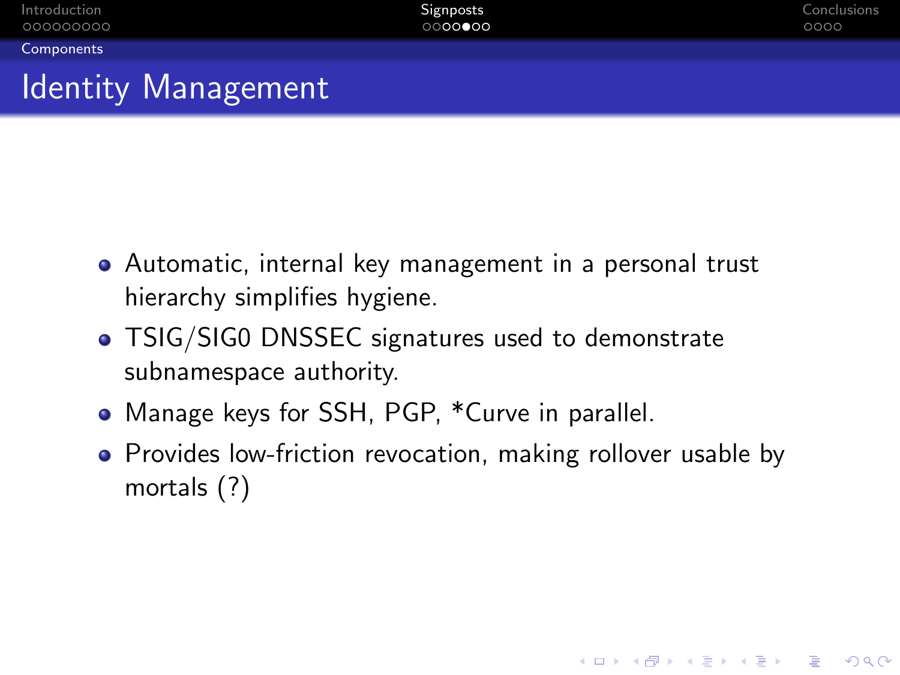# Identity Management

- Automatic, internal key management in a personal trust hierarchy simplifies hygiene.
- TSIG/SIG0 DNSSEC signatures used to demonstrate subnamespace authority.
- Manage keys for SSH, PGP, *Curve in parallel.
- Provides low-friction revocation, making rollover usable by mortals (?)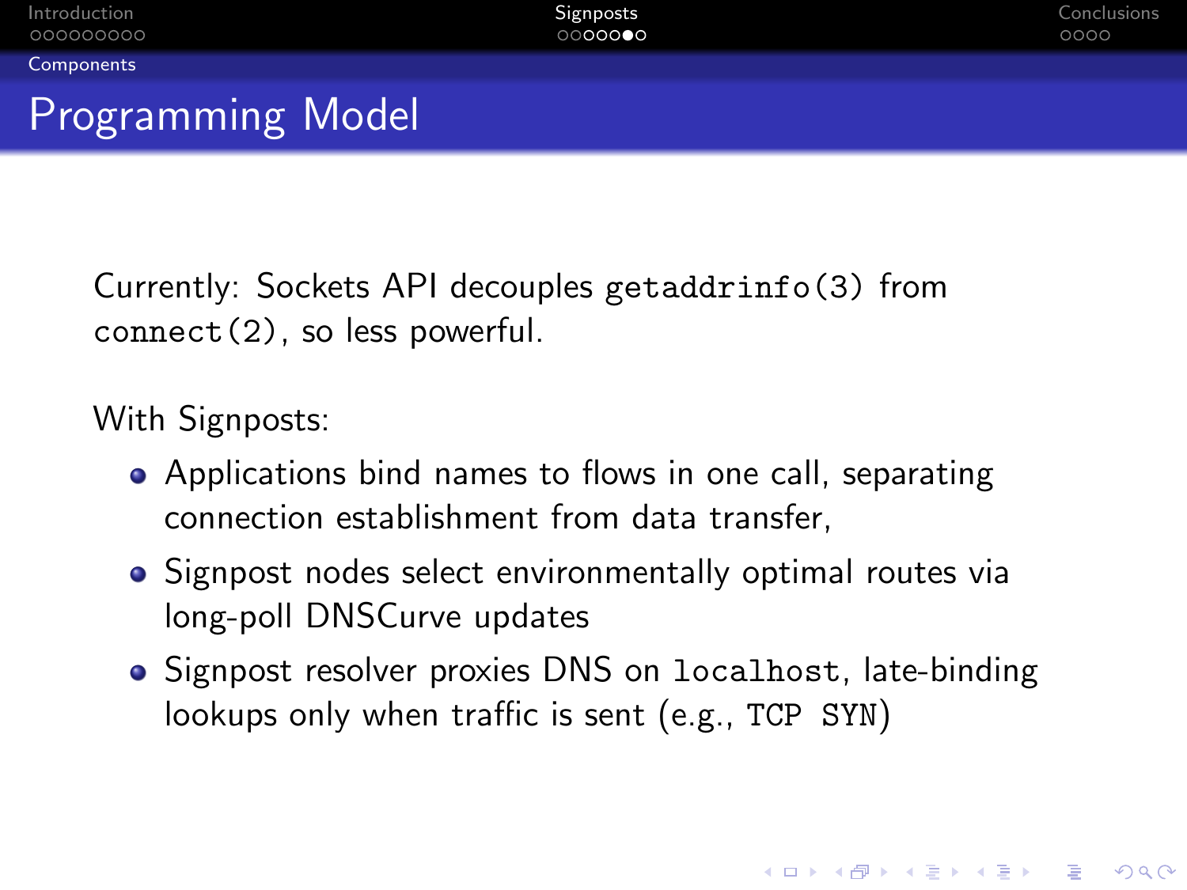# Programming Model

Currently: Sockets API decouples `getaddrinfo(3)` from `connect(2)`, so less powerful.

With Signposts:

- Applications bind names to flows in one call, separating connection establishment from data transfer,
- Signpost nodes select environmentally optimal routes via long-poll DNSCurve updates
- Signpost resolver proxies DNS on `localhost`, late-binding lookups only when traffic is sent (e.g., `TCP SYN`)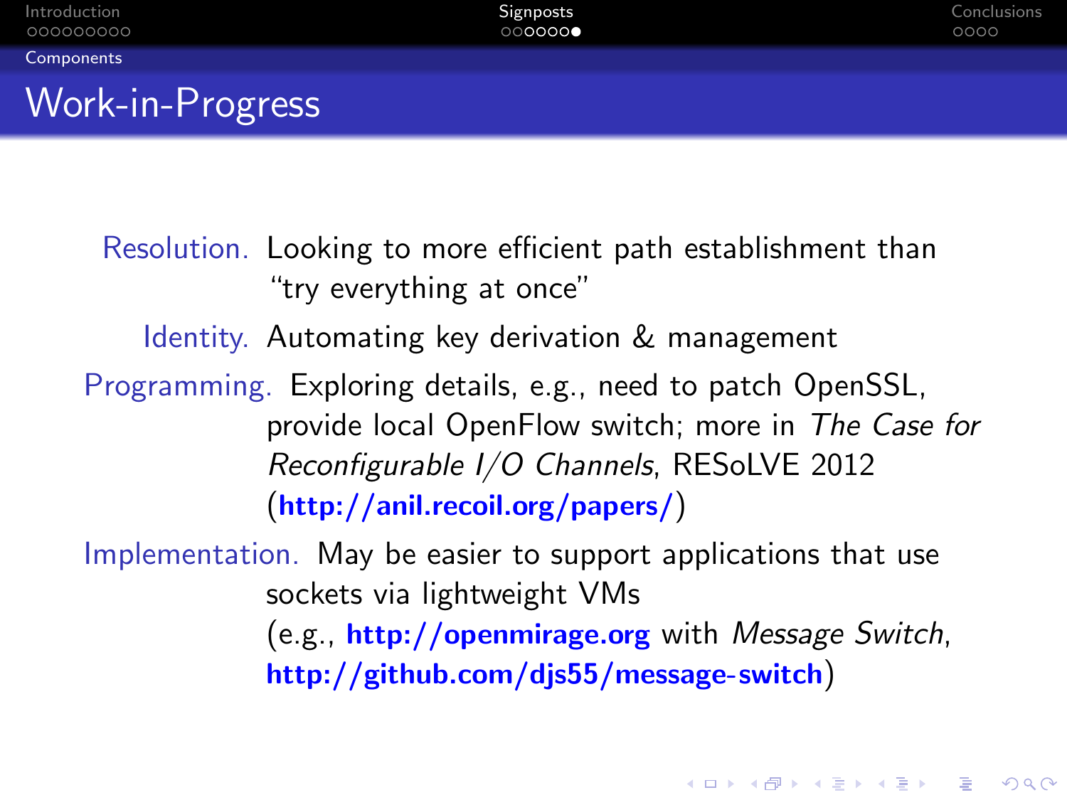## Work-in-Progress

**Resolution.** Looking to more efficient path establishment than "try everything at once"

**Identity.** Automating key derivation & management

**Programming.** Exploring details, e.g., need to patch OpenSSL, provide local OpenFlow switch; more in *The Case for Reconfigurable I/O Channels*, RESoLVE 2012 (**http://anil.recoil.org/papers/**)

**Implementation.** May be easier to support applications that use sockets via lightweight VMs (e.g., **http://openmirage.org** with *Message Switch*, **http://github.com/djs55/message-switch**)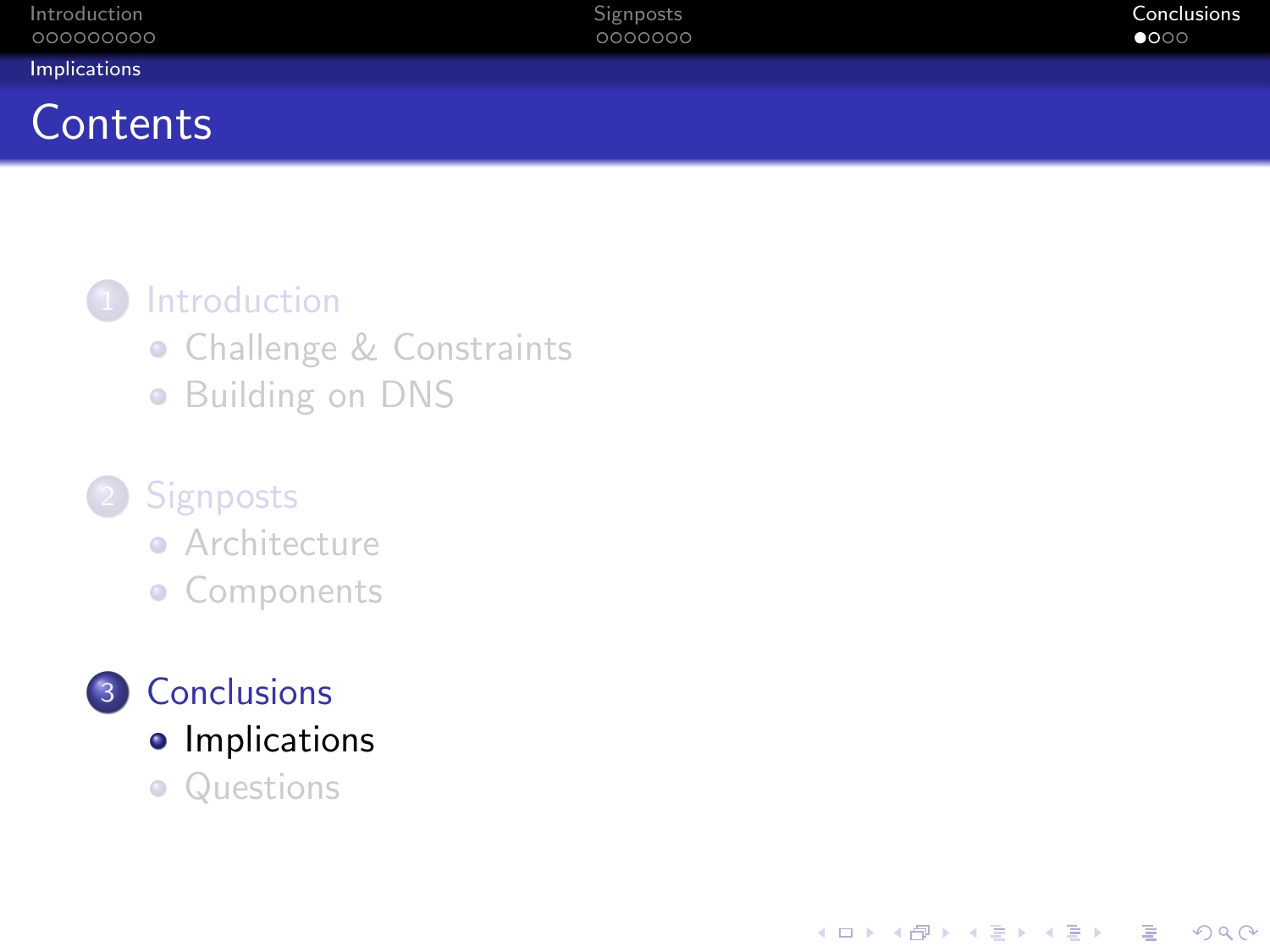# Contents

1. Introduction
   - Challenge & Constraints
   - Building on DNS
2. Signposts
   - Architecture
   - Components
3. Conclusions
   - Implications
   - Questions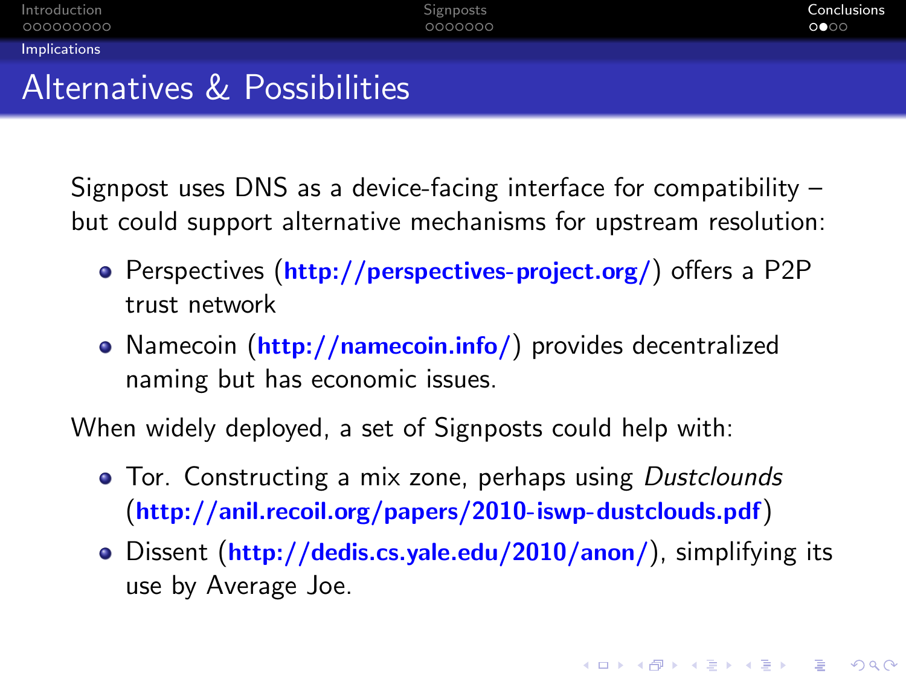# Alternatives & Possibilities

Signpost uses DNS as a device-facing interface for compatibility – but could support alternative mechanisms for upstream resolution:

- Perspectives (**http://perspectives-project.org/**) offers a P2P trust network
- Namecoin (**http://namecoin.info/**) provides decentralized naming but has economic issues.

When widely deployed, a set of Signposts could help with:

- Tor. Constructing a mix zone, perhaps using *Dustclounds* (**http://anil.recoil.org/papers/2010-iswp-dustclouds.pdf**)
- Dissent (**http://dedis.cs.yale.edu/2010/anon/**), simplifying its use by Average Joe.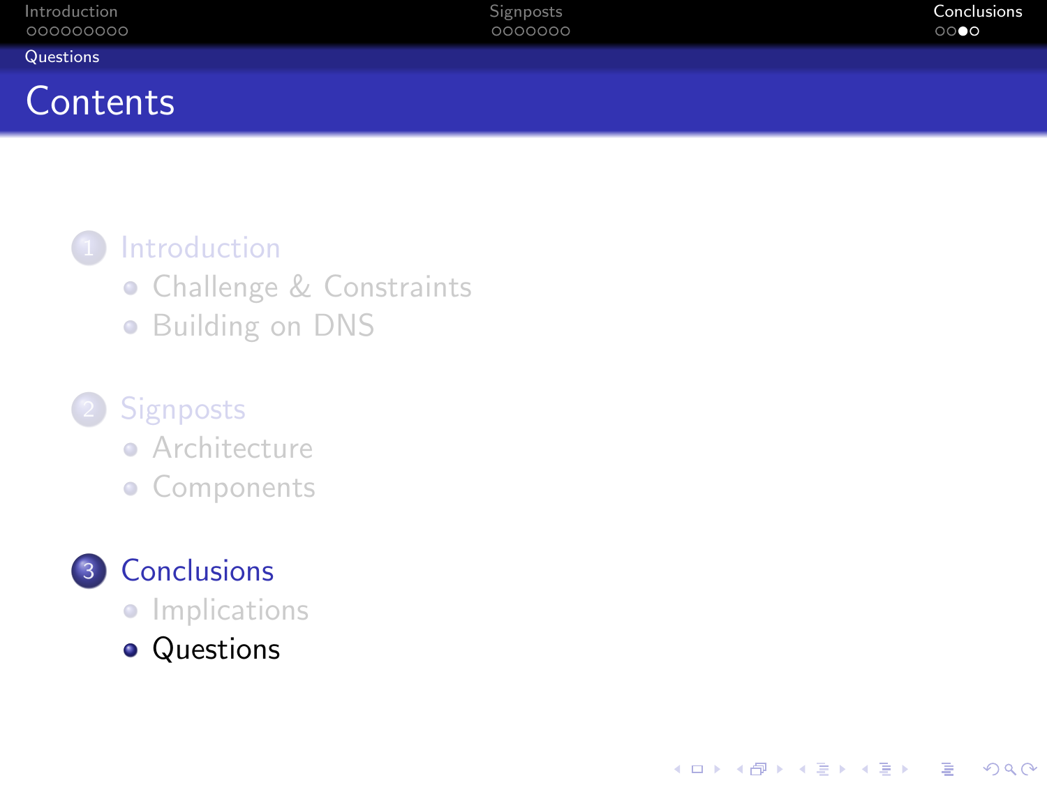# Contents

1. Introduction
   - Challenge & Constraints
   - Building on DNS
2. Signposts
   - Architecture
   - Components
3. Conclusions
   - Implications
   - Questions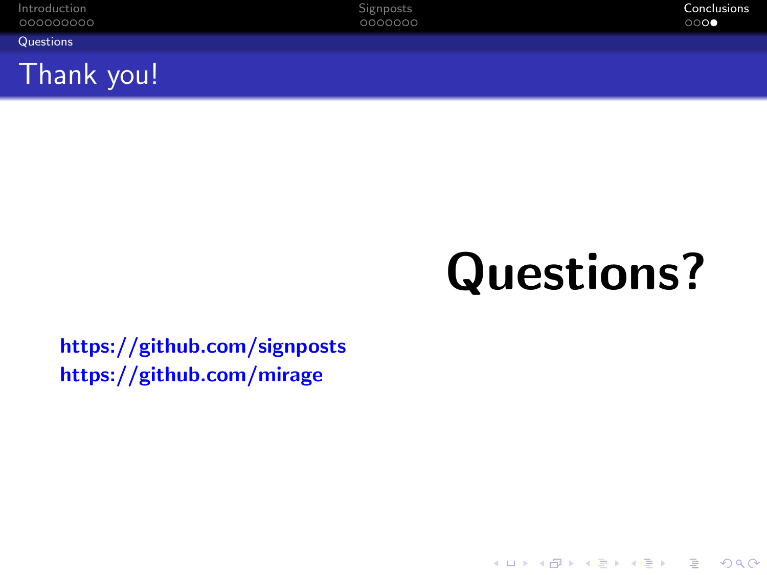# Thank you!

# Questions?

**https://github.com/signposts**
**https://github.com/mirage**